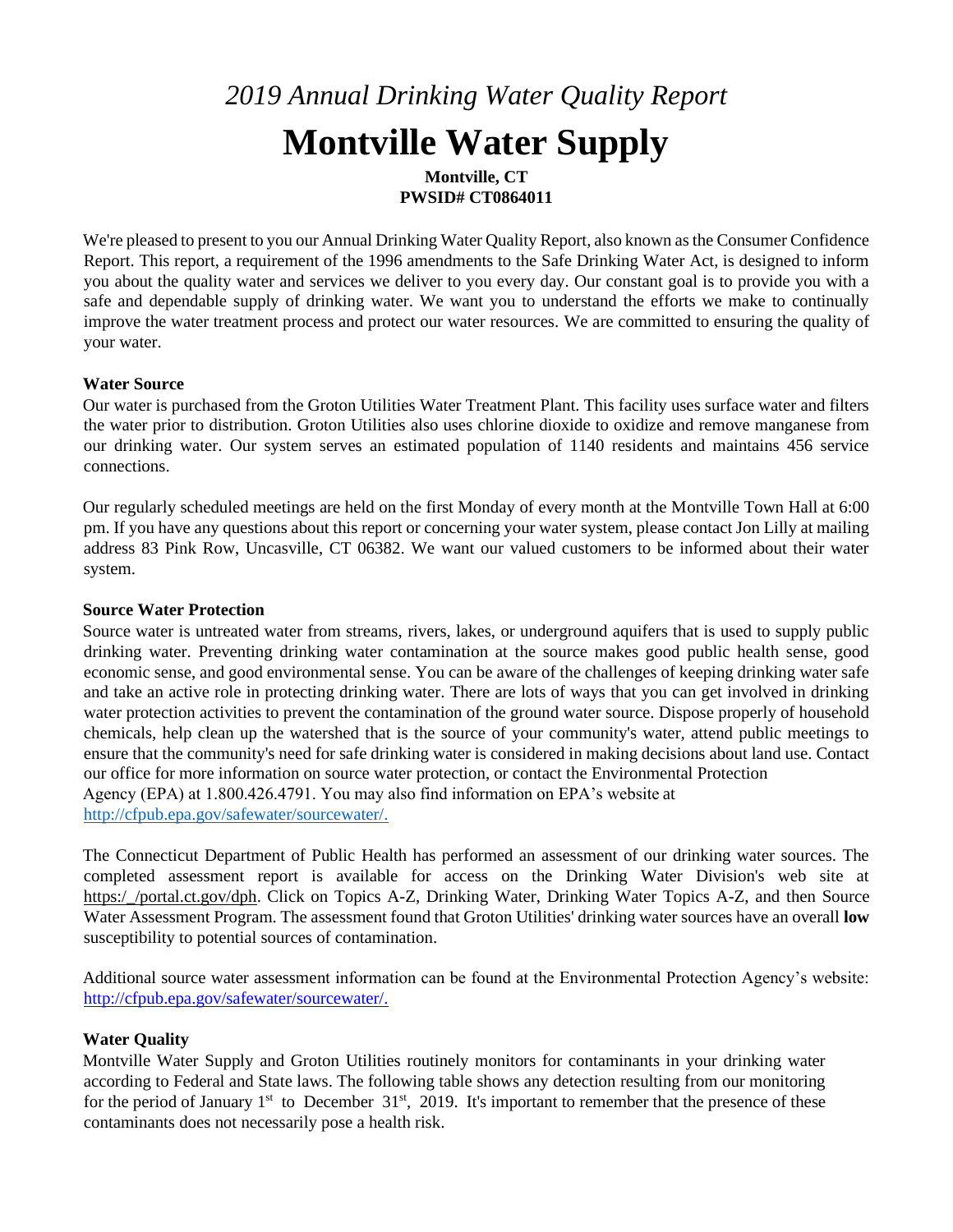*2019 Annual Drinking Water Quality Report*

# Montville Water Supply

**Montville, CT**
**PWSID# CT0864011**

We're pleased to present to you our Annual Drinking Water Quality Report, also known as the Consumer Confidence Report. This report, a requirement of the 1996 amendments to the Safe Drinking Water Act, is designed to inform you about the quality water and services we deliver to you every day. Our constant goal is to provide you with a safe and dependable supply of drinking water. We want you to understand the efforts we make to continually improve the water treatment process and protect our water resources. We are committed to ensuring the quality of your water.

**Water Source**

Our water is purchased from the Groton Utilities Water Treatment Plant. This facility uses surface water and filters the water prior to distribution. Groton Utilities also uses chlorine dioxide to oxidize and remove manganese from our drinking water. Our system serves an estimated population of 1140 residents and maintains 456 service connections.

Our regularly scheduled meetings are held on the first Monday of every month at the Montville Town Hall at 6:00 pm. If you have any questions about this report or concerning your water system, please contact Jon Lilly at mailing address 83 Pink Row, Uncasville, CT 06382. We want our valued customers to be informed about their water system.

**Source Water Protection**

Source water is untreated water from streams, rivers, lakes, or underground aquifers that is used to supply public drinking water. Preventing drinking water contamination at the source makes good public health sense, good economic sense, and good environmental sense. You can be aware of the challenges of keeping drinking water safe and take an active role in protecting drinking water. There are lots of ways that you can get involved in drinking water protection activities to prevent the contamination of the ground water source. Dispose properly of household chemicals, help clean up the watershed that is the source of your community's water, attend public meetings to ensure that the community's need for safe drinking water is considered in making decisions about land use. Contact our office for more information on source water protection, or contact the Environmental Protection Agency (EPA) at 1.800.426.4791. You may also find information on EPA's website at http://cfpub.epa.gov/safewater/sourcewater/.

The Connecticut Department of Public Health has performed an assessment of our drinking water sources. The completed assessment report is available for access on the Drinking Water Division's web site at https:/_/portal.ct.gov/dph. Click on Topics A-Z, Drinking Water, Drinking Water Topics A-Z, and then Source Water Assessment Program. The assessment found that Groton Utilities' drinking water sources have an overall **low** susceptibility to potential sources of contamination.

Additional source water assessment information can be found at the Environmental Protection Agency's website: http://cfpub.epa.gov/safewater/sourcewater/.

**Water Quality**

Montville Water Supply and Groton Utilities routinely monitors for contaminants in your drinking water according to Federal and State laws. The following table shows any detection resulting from our monitoring for the period of January 1st to December 31st, 2019. It's important to remember that the presence of these contaminants does not necessarily pose a health risk.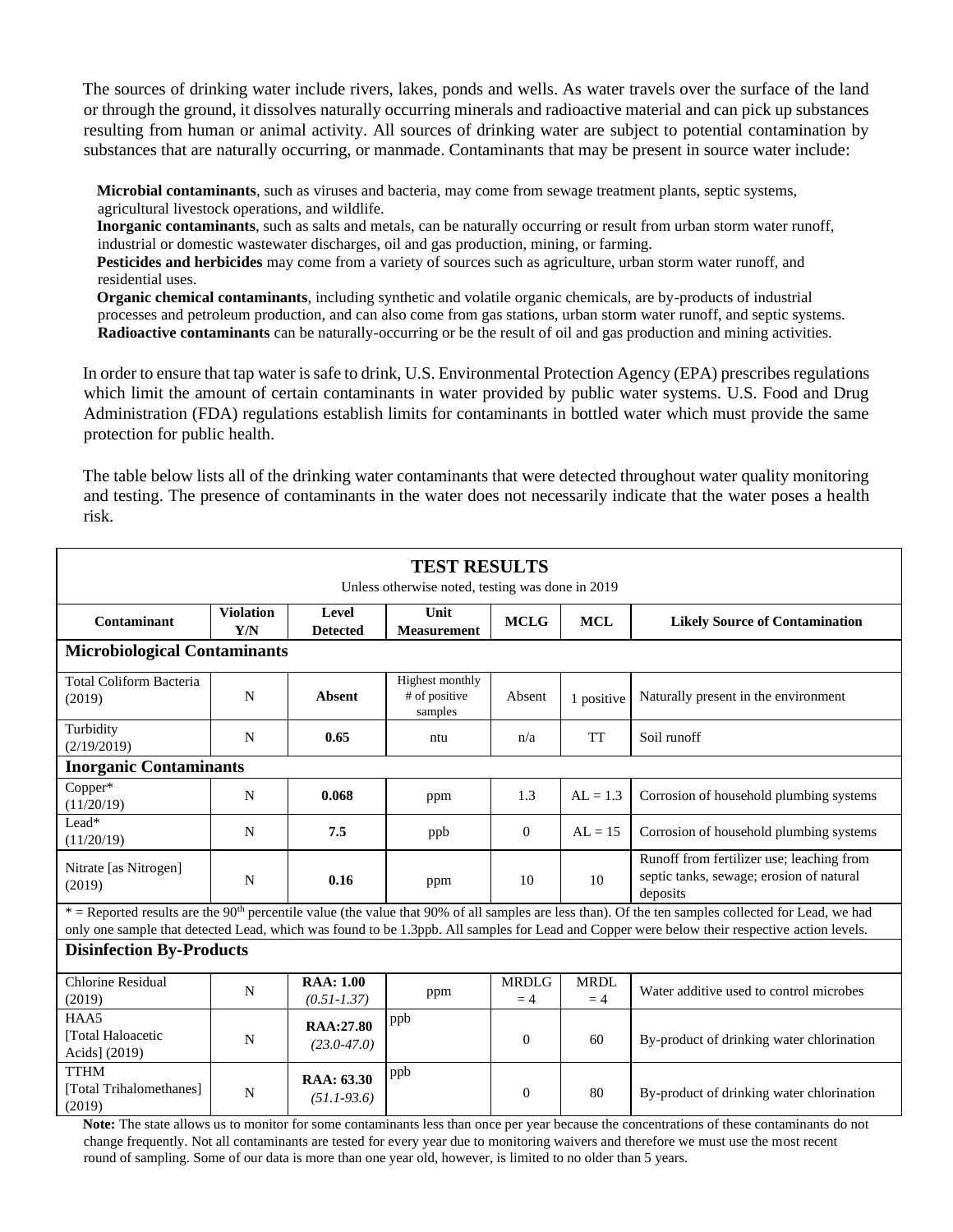The sources of drinking water include rivers, lakes, ponds and wells. As water travels over the surface of the land or through the ground, it dissolves naturally occurring minerals and radioactive material and can pick up substances resulting from human or animal activity. All sources of drinking water are subject to potential contamination by substances that are naturally occurring, or manmade. Contaminants that may be present in source water include:

**Microbial contaminants**, such as viruses and bacteria, may come from sewage treatment plants, septic systems, agricultural livestock operations, and wildlife.
**Inorganic contaminants**, such as salts and metals, can be naturally occurring or result from urban storm water runoff, industrial or domestic wastewater discharges, oil and gas production, mining, or farming.
**Pesticides and herbicides** may come from a variety of sources such as agriculture, urban storm water runoff, and residential uses.
**Organic chemical contaminants**, including synthetic and volatile organic chemicals, are by-products of industrial processes and petroleum production, and can also come from gas stations, urban storm water runoff, and septic systems.
**Radioactive contaminants** can be naturally-occurring or be the result of oil and gas production and mining activities.

In order to ensure that tap water is safe to drink, U.S. Environmental Protection Agency (EPA) prescribes regulations which limit the amount of certain contaminants in water provided by public water systems. U.S. Food and Drug Administration (FDA) regulations establish limits for contaminants in bottled water which must provide the same protection for public health.

The table below lists all of the drinking water contaminants that were detected throughout water quality monitoring and testing. The presence of contaminants in the water does not necessarily indicate that the water poses a health risk.

**TEST RESULTS**

Unless otherwise noted, testing was done in 2019

| Contaminant | Violation Y/N | Level Detected | Unit Measurement | MCLG | MCL | Likely Source of Contamination |
|---|---|---|---|---|---|---|
| **Microbiological Contaminants** | | | | | | |
| Total Coliform Bacteria (2019) | N | **Absent** | Highest monthly # of positive samples | Absent | 1 positive | Naturally present in the environment |
| Turbidity (2/19/2019) | N | **0.65** | ntu | n/a | TT | Soil runoff |
| **Inorganic Contaminants** | | | | | | |
| Copper* (11/20/19) | N | **0.068** | ppm | 1.3 | AL = 1.3 | Corrosion of household plumbing systems |
| Lead* (11/20/19) | N | **7.5** | ppb | 0 | AL = 15 | Corrosion of household plumbing systems |
| Nitrate [as Nitrogen] (2019) | N | **0.16** | ppm | 10 | 10 | Runoff from fertilizer use; leaching from septic tanks, sewage; erosion of natural deposits |
| * = Reported results are the 90th percentile value (the value that 90% of all samples are less than). Of the ten samples collected for Lead, we had only one sample that detected Lead, which was found to be 1.3ppb. All samples for Lead and Copper were below their respective action levels. | | | | | | |
| **Disinfection By-Products** | | | | | | |
| Chlorine Residual (2019) | N | **RAA: 1.00** *(0.51-1.37)* | ppm | MRDLG = 4 | MRDL = 4 | Water additive used to control microbes |
| HAA5 [Total Haloacetic Acids] (2019) | N | **RAA:27.80** *(23.0-47.0)* | ppb | 0 | 60 | By-product of drinking water chlorination |
| TTHM [Total Trihalomethanes] (2019) | N | **RAA: 63.30** *(51.1-93.6)* | ppb | 0 | 80 | By-product of drinking water chlorination |

**Note:** The state allows us to monitor for some contaminants less than once per year because the concentrations of these contaminants do not change frequently. Not all contaminants are tested for every year due to monitoring waivers and therefore we must use the most recent round of sampling. Some of our data is more than one year old, however, is limited to no older than 5 years.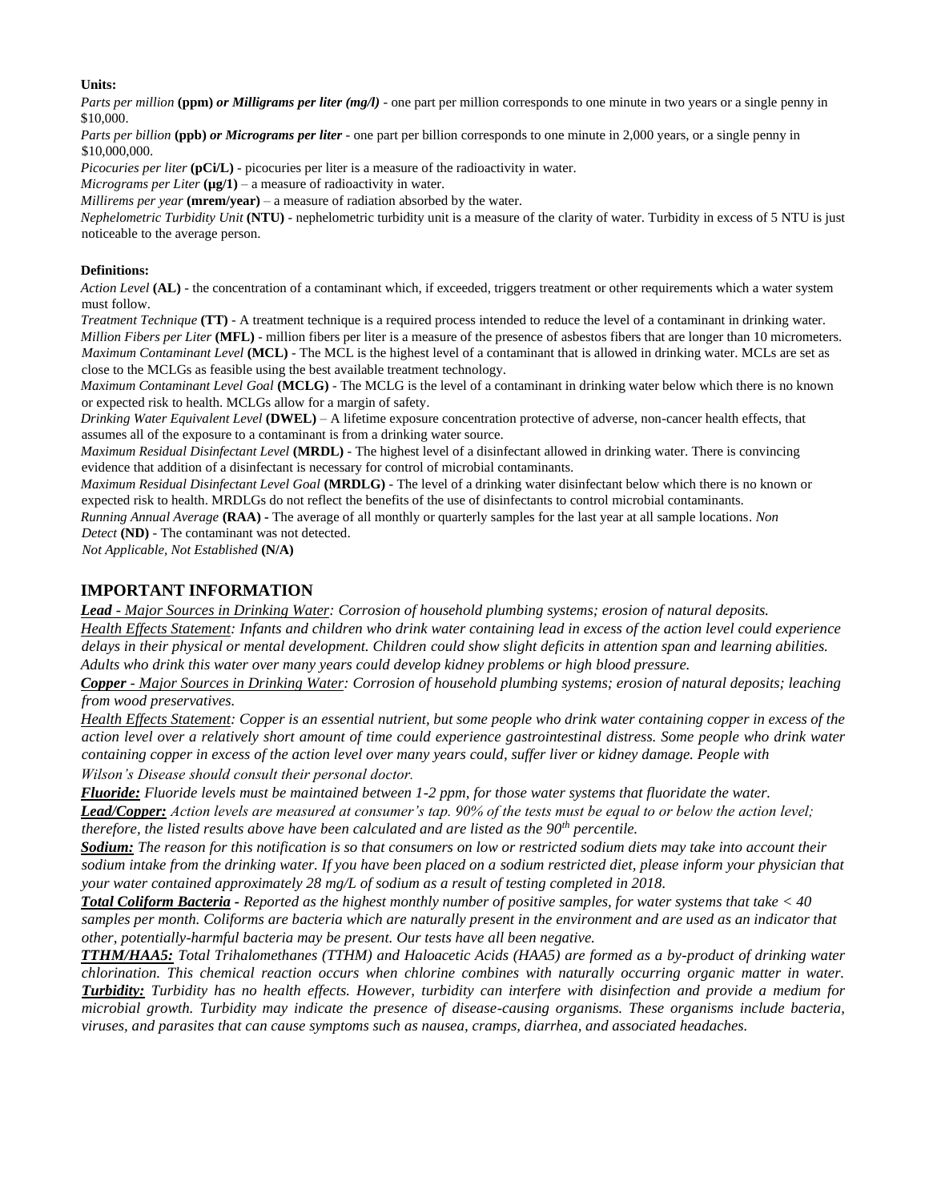**Units:**

*Parts per million* **(ppm)** ***or Milligrams per liter (mg/l)*** - one part per million corresponds to one minute in two years or a single penny in $10,000.

*Parts per billion* **(ppb)** ***or Micrograms per liter*** - one part per billion corresponds to one minute in 2,000 years, or a single penny in $10,000,000.

*Picocuries per liter* **(pCi/L)** - picocuries per liter is a measure of the radioactivity in water.

*Micrograms per Liter* **(µg/1)** – a measure of radioactivity in water.

*Millirems per year* **(mrem/year)** – a measure of radiation absorbed by the water.

*Nephelometric Turbidity Unit* **(NTU)** - nephelometric turbidity unit is a measure of the clarity of water. Turbidity in excess of 5 NTU is just noticeable to the average person.

**Definitions:**

*Action Level* **(AL)** - the concentration of a contaminant which, if exceeded, triggers treatment or other requirements which a water system must follow.

*Treatment Technique* **(TT)** - A treatment technique is a required process intended to reduce the level of a contaminant in drinking water.

*Million Fibers per Liter* **(MFL)** - million fibers per liter is a measure of the presence of asbestos fibers that are longer than 10 micrometers.

*Maximum Contaminant Level* **(MCL)** - The MCL is the highest level of a contaminant that is allowed in drinking water. MCLs are set as close to the MCLGs as feasible using the best available treatment technology.

*Maximum Contaminant Level Goal* **(MCLG)** - The MCLG is the level of a contaminant in drinking water below which there is no known or expected risk to health. MCLGs allow for a margin of safety.

*Drinking Water Equivalent Level* **(DWEL)** – A lifetime exposure concentration protective of adverse, non-cancer health effects, that assumes all of the exposure to a contaminant is from a drinking water source.

*Maximum Residual Disinfectant Level* **(MRDL)** - The highest level of a disinfectant allowed in drinking water. There is convincing evidence that addition of a disinfectant is necessary for control of microbial contaminants.

*Maximum Residual Disinfectant Level Goal* **(MRDLG)** - The level of a drinking water disinfectant below which there is no known or expected risk to health. MRDLGs do not reflect the benefits of the use of disinfectants to control microbial contaminants.

*Running Annual Average* **(RAA)** - The average of all monthly or quarterly samples for the last year at all sample locations. *Non Detect* **(ND)** - The contaminant was not detected.

*Not Applicable, Not Established* **(N/A)**

## IMPORTANT INFORMATION

***Lead** - Major Sources in Drinking Water: Corrosion of household plumbing systems; erosion of natural deposits.*

*Health Effects Statement: Infants and children who drink water containing lead in excess of the action level could experience delays in their physical or mental development. Children could show slight deficits in attention span and learning abilities. Adults who drink this water over many years could develop kidney problems or high blood pressure.*

***Copper** - Major Sources in Drinking Water: Corrosion of household plumbing systems; erosion of natural deposits; leaching from wood preservatives.*

*Health Effects Statement: Copper is an essential nutrient, but some people who drink water containing copper in excess of the action level over a relatively short amount of time could experience gastrointestinal distress. Some people who drink water containing copper in excess of the action level over many years could, suffer liver or kidney damage. People with Wilson's Disease should consult their personal doctor.*

***Fluoride:** Fluoride levels must be maintained between 1-2 ppm, for those water systems that fluoridate the water.*

***Lead/Copper:** Action levels are measured at consumer's tap. 90% of the tests must be equal to or below the action level; therefore, the listed results above have been calculated and are listed as the 90th percentile.*

***Sodium:** The reason for this notification is so that consumers on low or restricted sodium diets may take into account their sodium intake from the drinking water. If you have been placed on a sodium restricted diet, please inform your physician that your water contained approximately 28 mg/L of sodium as a result of testing completed in 2018.*

***Total Coliform Bacteria** - Reported as the highest monthly number of positive samples, for water systems that take < 40 samples per month. Coliforms are bacteria which are naturally present in the environment and are used as an indicator that other, potentially-harmful bacteria may be present. Our tests have all been negative.*

***TTHM/HAA5:** Total Trihalomethanes (TTHM) and Haloacetic Acids (HAA5) are formed as a by-product of drinking water chlorination. This chemical reaction occurs when chlorine combines with naturally occurring organic matter in water.*

***Turbidity:** Turbidity has no health effects. However, turbidity can interfere with disinfection and provide a medium for microbial growth. Turbidity may indicate the presence of disease-causing organisms. These organisms include bacteria, viruses, and parasites that can cause symptoms such as nausea, cramps, diarrhea, and associated headaches.*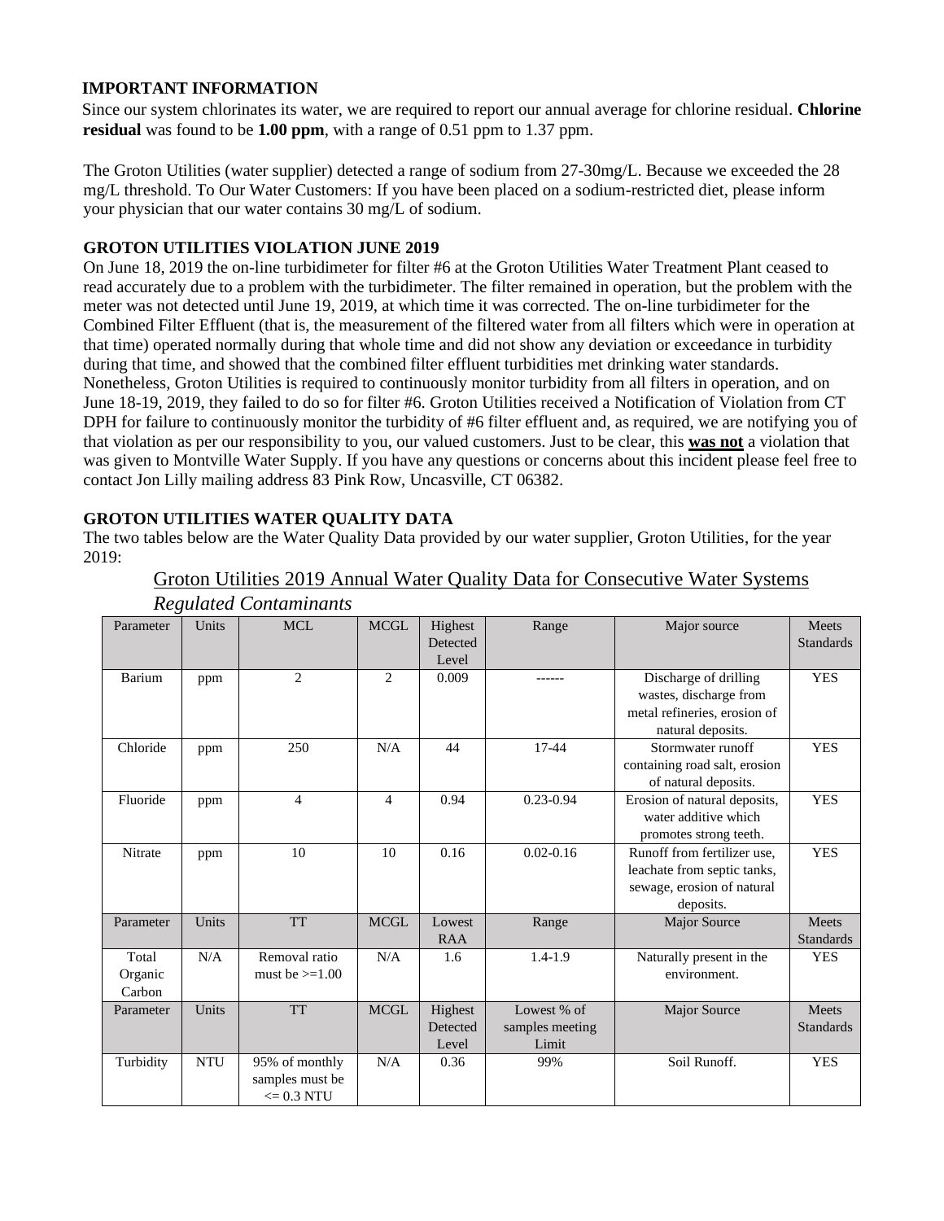## IMPORTANT INFORMATION

Since our system chlorinates its water, we are required to report our annual average for chlorine residual. **Chlorine residual** was found to be **1.00 ppm**, with a range of 0.51 ppm to 1.37 ppm.

The Groton Utilities (water supplier) detected a range of sodium from 27-30mg/L. Because we exceeded the 28 mg/L threshold. To Our Water Customers: If you have been placed on a sodium-restricted diet, please inform your physician that our water contains 30 mg/L of sodium.

## GROTON UTILITIES VIOLATION JUNE 2019

On June 18, 2019 the on-line turbidimeter for filter #6 at the Groton Utilities Water Treatment Plant ceased to read accurately due to a problem with the turbidimeter. The filter remained in operation, but the problem with the meter was not detected until June 19, 2019, at which time it was corrected. The on-line turbidimeter for the Combined Filter Effluent (that is, the measurement of the filtered water from all filters which were in operation at that time) operated normally during that whole time and did not show any deviation or exceedance in turbidity during that time, and showed that the combined filter effluent turbidities met drinking water standards. Nonetheless, Groton Utilities is required to continuously monitor turbidity from all filters in operation, and on June 18-19, 2019, they failed to do so for filter #6. Groton Utilities received a Notification of Violation from CT DPH for failure to continuously monitor the turbidity of #6 filter effluent and, as required, we are notifying you of that violation as per our responsibility to you, our valued customers. Just to be clear, this **was not** a violation that was given to Montville Water Supply. If you have any questions or concerns about this incident please feel free to contact Jon Lilly mailing address 83 Pink Row, Uncasville, CT 06382.

## GROTON UTILITIES WATER QUALITY DATA

The two tables below are the Water Quality Data provided by our water supplier, Groton Utilities, for the year 2019:

Groton Utilities 2019 Annual Water Quality Data for Consecutive Water Systems

*Regulated Contaminants*

| Parameter | Units | MCL | MCGL | Highest Detected Level | Range | Major source | Meets Standards |
|---|---|---|---|---|---|---|---|
| Barium | ppm | 2 | 2 | 0.009 | ------ | Discharge of drilling wastes, discharge from metal refineries, erosion of natural deposits. | YES |
| Chloride | ppm | 250 | N/A | 44 | 17-44 | Stormwater runoff containing road salt, erosion of natural deposits. | YES |
| Fluoride | ppm | 4 | 4 | 0.94 | 0.23-0.94 | Erosion of natural deposits, water additive which promotes strong teeth. | YES |
| Nitrate | ppm | 10 | 10 | 0.16 | 0.02-0.16 | Runoff from fertilizer use, leachate from septic tanks, sewage, erosion of natural deposits. | YES |
| **Parameter** | **Units** | **TT** | **MCGL** | **Lowest RAA** | **Range** | **Major Source** | **Meets Standards** |
| Total Organic Carbon | N/A | Removal ratio must be >=1.00 | N/A | 1.6 | 1.4-1.9 | Naturally present in the environment. | YES |
| **Parameter** | **Units** | **TT** | **MCGL** | **Highest Detected Level** | **Lowest % of samples meeting Limit** | **Major Source** | **Meets Standards** |
| Turbidity | NTU | 95% of monthly samples must be <= 0.3 NTU | N/A | 0.36 | 99% | Soil Runoff. | YES |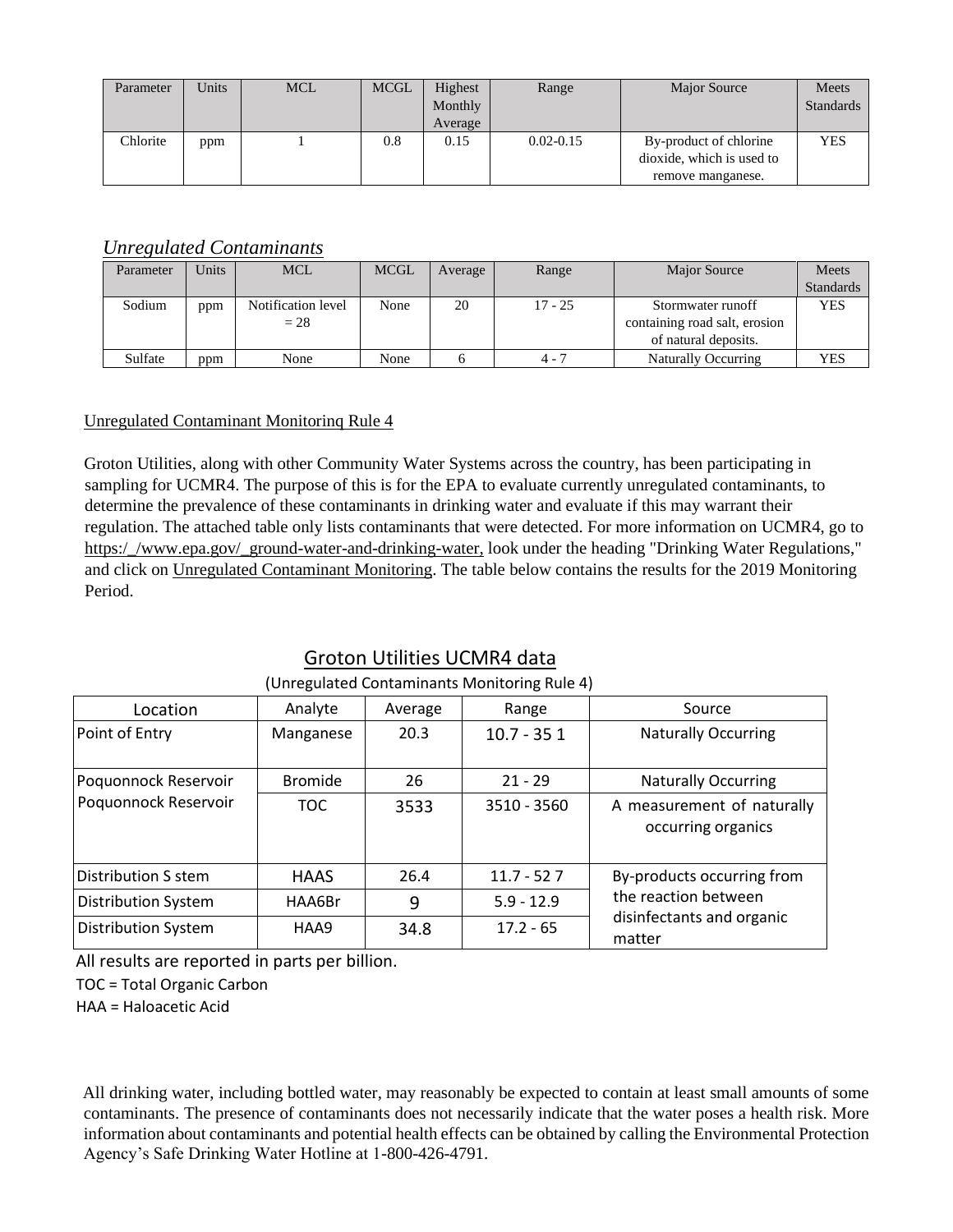| Parameter | Units | MCL | MCGL | Highest Monthly Average | Range | Major Source | Meets Standards |
|---|---|---|---|---|---|---|---|
| Chlorite | ppm | 1 | 0.8 | 0.15 | 0.02-0.15 | By-product of chlorine dioxide, which is used to remove manganese. | YES |

## *Unregulated Contaminants*

| Parameter | Units | MCL | MCGL | Average | Range | Major Source | Meets Standards |
|---|---|---|---|---|---|---|---|
| Sodium | ppm | Notification level = 28 | None | 20 | 17 - 25 | Stormwater runoff containing road salt, erosion of natural deposits. | YES |
| Sulfate | ppm | None | None | 6 | 4 - 7 | Naturally Occurring | YES |

Unregulated Contaminant Monitorinq Rule 4

Groton Utilities, along with other Community Water Systems across the country, has been participating in sampling for UCMR4. The purpose of this is for the EPA to evaluate currently unregulated contaminants, to determine the prevalence of these contaminants in drinking water and evaluate if this may warrant their regulation. The attached table only lists contaminants that were detected. For more information on UCMR4, go to https:/_/www.epa.gov/_ground-water-and-drinking-water, look under the heading "Drinking Water Regulations," and click on Unregulated Contaminant Monitoring. The table below contains the results for the 2019 Monitoring Period.

## Groton Utilities UCMR4 data

(Unregulated Contaminants Monitoring Rule 4)

| Location | Analyte | Average | Range | Source |
|---|---|---|---|---|
| Point of Entry | Manganese | 20.3 | 10.7 - 35 1 | Naturally Occurring |
| Poquonnock Reservoir | Bromide | 26 | 21 - 29 | Naturally Occurring |
| Poquonnock Reservoir | TOC | 3533 | 3510 - 3560 | A measurement of naturally occurring organics |
| Distribution S stem | HAAS | 26.4 | 11.7 - 52 7 | By-products occurring from the reaction between disinfectants and organic matter |
| Distribution System | HAA6Br | 9 | 5.9 - 12.9 | |
| Distribution System | HAA9 | 34.8 | 17.2 - 65 | |

All results are reported in parts per billion.

TOC = Total Organic Carbon

HAA = Haloacetic Acid

All drinking water, including bottled water, may reasonably be expected to contain at least small amounts of some contaminants. The presence of contaminants does not necessarily indicate that the water poses a health risk. More information about contaminants and potential health effects can be obtained by calling the Environmental Protection Agency's Safe Drinking Water Hotline at 1-800-426-4791.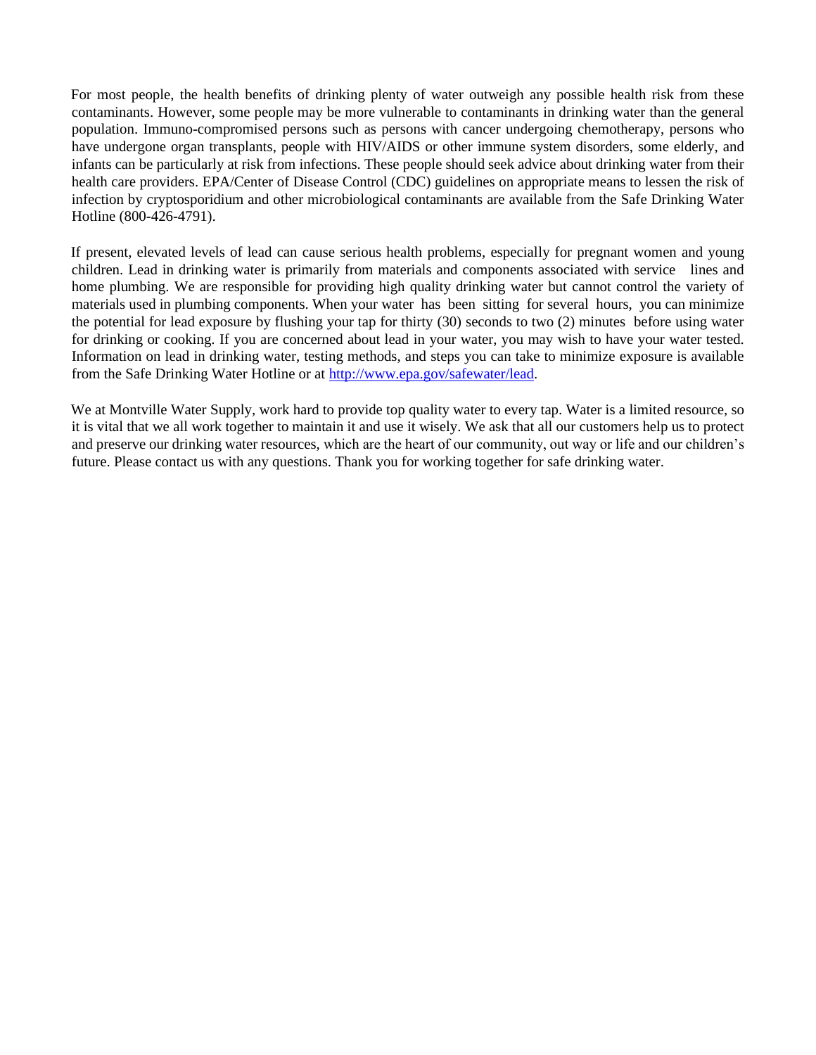For most people, the health benefits of drinking plenty of water outweigh any possible health risk from these contaminants. However, some people may be more vulnerable to contaminants in drinking water than the general population. Immuno-compromised persons such as persons with cancer undergoing chemotherapy, persons who have undergone organ transplants, people with HIV/AIDS or other immune system disorders, some elderly, and infants can be particularly at risk from infections. These people should seek advice about drinking water from their health care providers. EPA/Center of Disease Control (CDC) guidelines on appropriate means to lessen the risk of infection by cryptosporidium and other microbiological contaminants are available from the Safe Drinking Water Hotline (800-426-4791).

If present, elevated levels of lead can cause serious health problems, especially for pregnant women and young children. Lead in drinking water is primarily from materials and components associated with service lines and home plumbing. We are responsible for providing high quality drinking water but cannot control the variety of materials used in plumbing components. When your water has been sitting for several hours, you can minimize the potential for lead exposure by flushing your tap for thirty (30) seconds to two (2) minutes before using water for drinking or cooking. If you are concerned about lead in your water, you may wish to have your water tested. Information on lead in drinking water, testing methods, and steps you can take to minimize exposure is available from the Safe Drinking Water Hotline or at [http://www.epa.gov/safewater/lead](http://www.epa.gov/safewater/lead).

We at Montville Water Supply, work hard to provide top quality water to every tap. Water is a limited resource, so it is vital that we all work together to maintain it and use it wisely. We ask that all our customers help us to protect and preserve our drinking water resources, which are the heart of our community, out way or life and our children's future. Please contact us with any questions. Thank you for working together for safe drinking water.